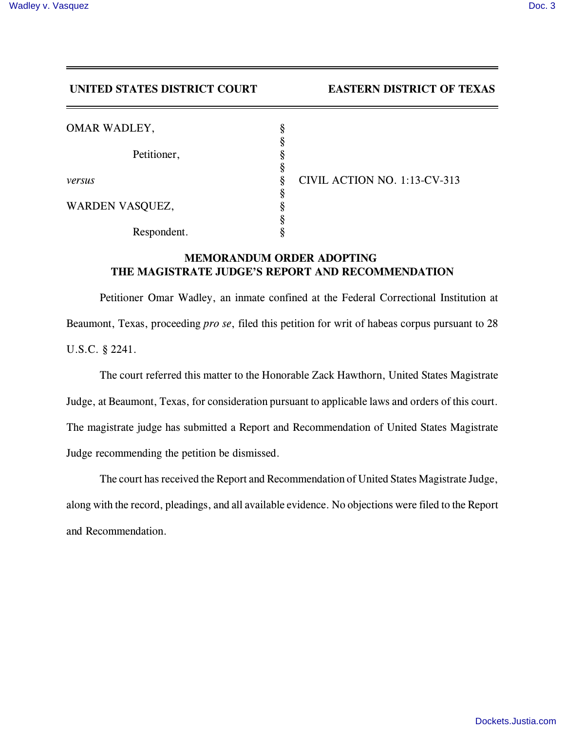**UNITED STATES DISTRICT COURT** **EASTERN DISTRICT OF TEXAS**

| | | |
|---|---|---|
| OMAR WADLEY, | § | |
| | § | |
| Petitioner, | § | |
| | § | |
| *versus* | § | CIVIL ACTION NO. 1:13-CV-313 |
| | § | |
| WARDEN VASQUEZ, | § | |
| | § | |
| Respondent. | § | |

## MEMORANDUM ORDER ADOPTING THE MAGISTRATE JUDGE'S REPORT AND RECOMMENDATION

Petitioner Omar Wadley, an inmate confined at the Federal Correctional Institution at Beaumont, Texas, proceeding *pro se*, filed this petition for writ of habeas corpus pursuant to 28 U.S.C. § 2241.

The court referred this matter to the Honorable Zack Hawthorn, United States Magistrate Judge, at Beaumont, Texas, for consideration pursuant to applicable laws and orders of this court. The magistrate judge has submitted a Report and Recommendation of United States Magistrate Judge recommending the petition be dismissed.

The court has received the Report and Recommendation of United States Magistrate Judge, along with the record, pleadings, and all available evidence. No objections were filed to the Report and Recommendation.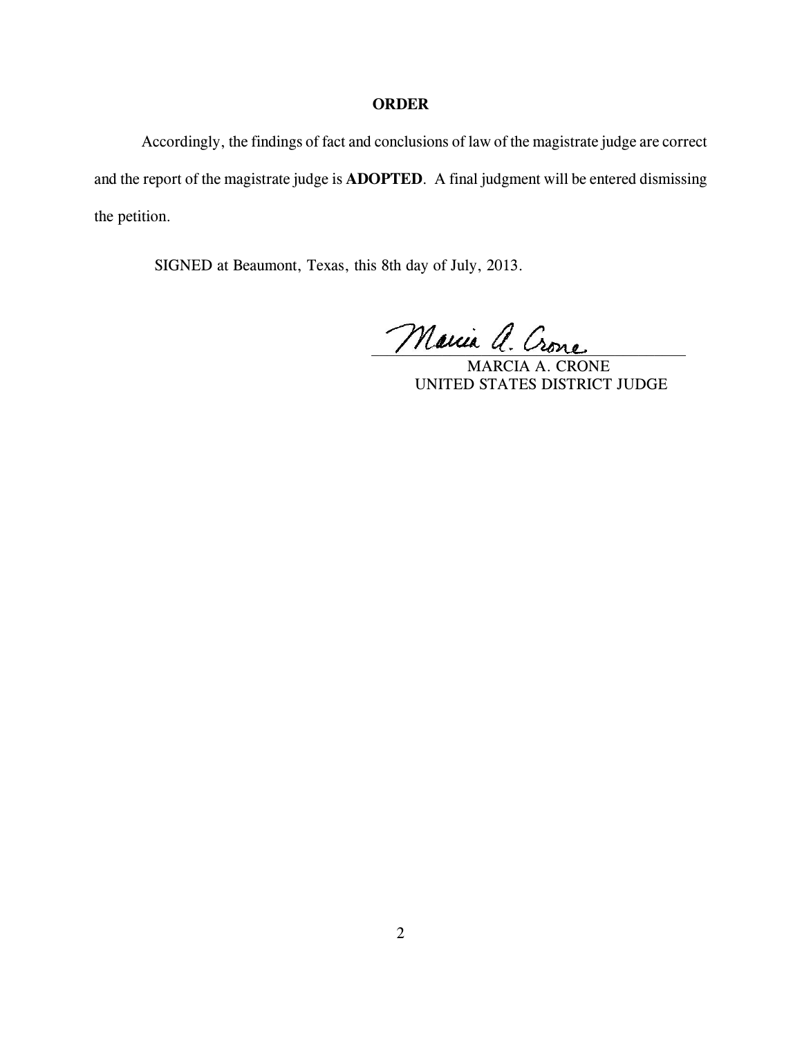**ORDER**

Accordingly, the findings of fact and conclusions of law of the magistrate judge are correct and the report of the magistrate judge is **ADOPTED**. A final judgment will be entered dismissing the petition.

SIGNED at Beaumont, Texas, this 8th day of July, 2013.

MARCIA A. CRONE
UNITED STATES DISTRICT JUDGE